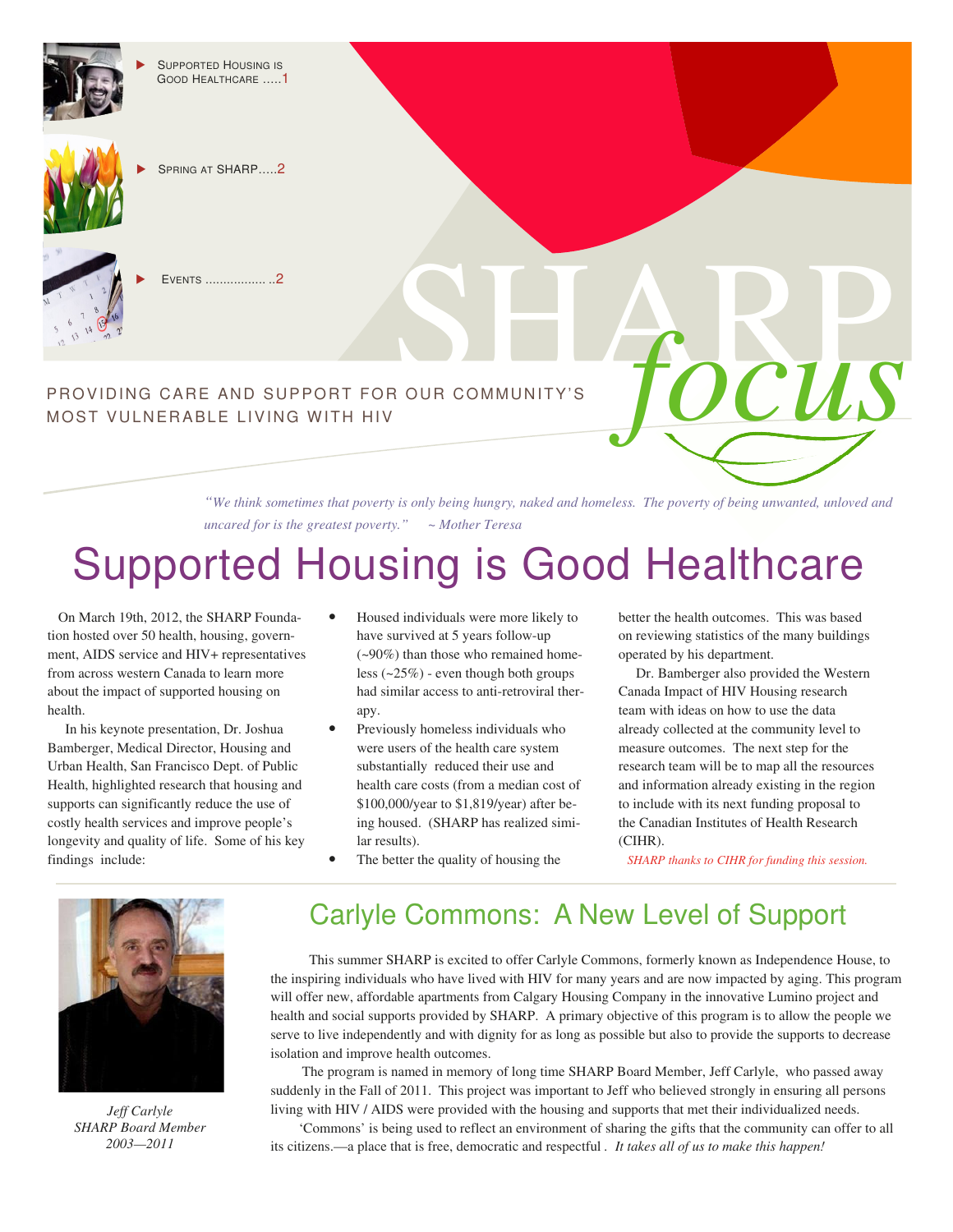- Supported Housing is Good Healthcare .....1
- Spring at SHARP.....2
- Events ................. ..2

SHARP *focus*

PROVIDING CARE AND SUPPORT FOR OUR COMMUNITY'S MOST VULNERABLE LIVING WITH HIV

*"We think sometimes that poverty is only being hungry, naked and homeless. The poverty of being unwanted, unloved and uncared for is the greatest poverty." ~ Mother Teresa*

# Supported Housing is Good Healthcare

On March 19th, 2012, the SHARP Foundation hosted over 50 health, housing, government, AIDS service and HIV+ representatives from across western Canada to learn more about the impact of supported housing on health.

In his keynote presentation, Dr. Joshua Bamberger, Medical Director, Housing and Urban Health, San Francisco Dept. of Public Health, highlighted research that housing and supports can significantly reduce the use of costly health services and improve people's longevity and quality of life. Some of his key findings include:

- Housed individuals were more likely to have survived at 5 years follow-up (~90%) than those who remained homeless (~25%) - even though both groups had similar access to anti-retroviral therapy.
- Previously homeless individuals who were users of the health care system substantially reduced their use and health care costs (from a median cost of $100,000/year to $1,819/year) after being housed. (SHARP has realized similar results).
- The better the quality of housing the better the health outcomes. This was based on reviewing statistics of the many buildings operated by his department.

Dr. Bamberger also provided the Western Canada Impact of HIV Housing research team with ideas on how to use the data already collected at the community level to measure outcomes. The next step for the research team will be to map all the resources and information already existing in the region to include with its next funding proposal to the Canadian Institutes of Health Research (CIHR).

*SHARP thanks to CIHR for funding this session.*

## Carlyle Commons: A New Level of Support

This summer SHARP is excited to offer Carlyle Commons, formerly known as Independence House, to the inspiring individuals who have lived with HIV for many years and are now impacted by aging. This program will offer new, affordable apartments from Calgary Housing Company in the innovative Lumino project and health and social supports provided by SHARP. A primary objective of this program is to allow the people we serve to live independently and with dignity for as long as possible but also to provide the supports to decrease isolation and improve health outcomes.

The program is named in memory of long time SHARP Board Member, Jeff Carlyle, who passed away suddenly in the Fall of 2011. This project was important to Jeff who believed strongly in ensuring all persons living with HIV / AIDS were provided with the housing and supports that met their individualized needs.

'Commons' is being used to reflect an environment of sharing the gifts that the community can offer to all its citizens.—a place that is free, democratic and respectful . *It takes all of us to make this happen!*

*Jeff Carlyle*
*SHARP Board Member*
*2003—2011*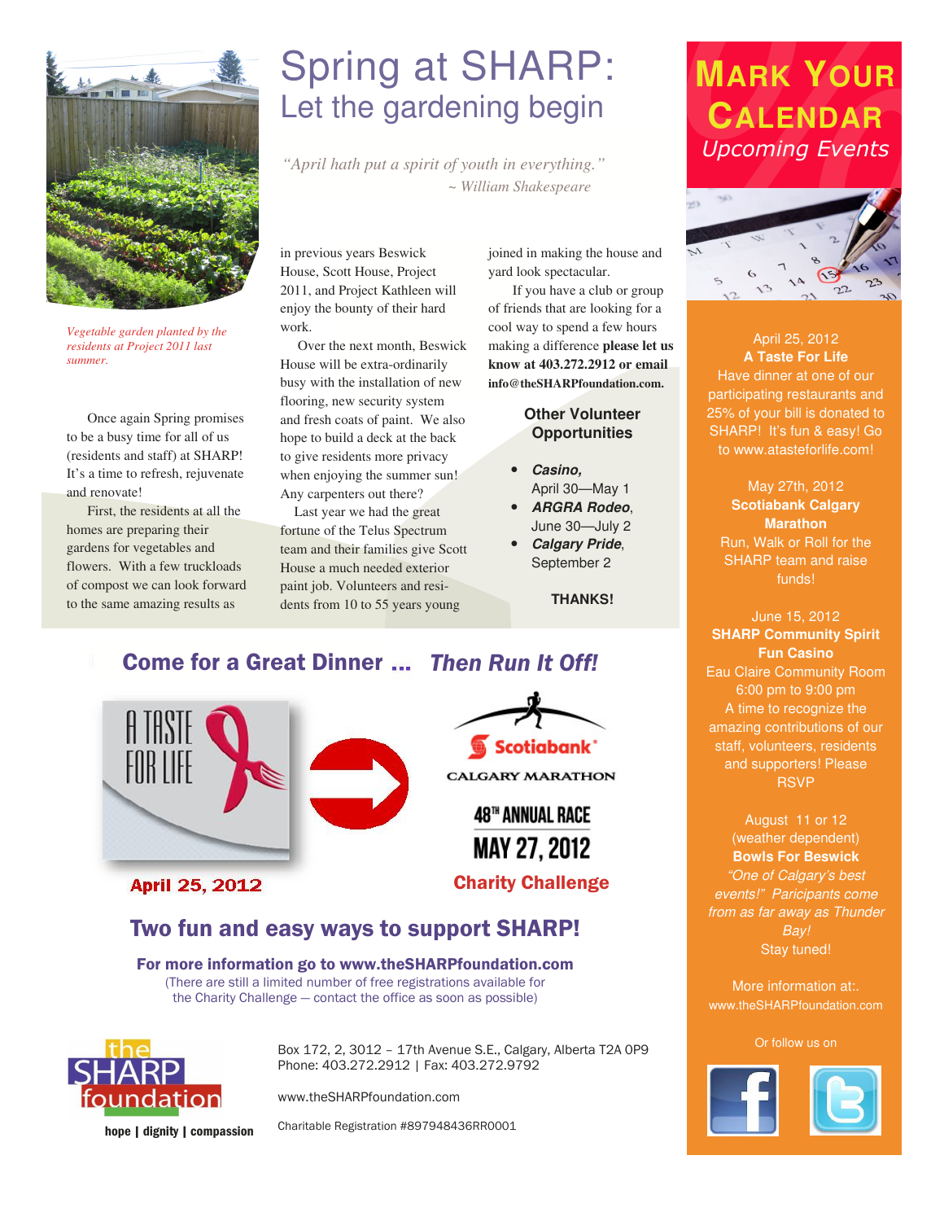# Spring at SHARP:
## Let the gardening begin

*"April hath put a spirit of youth in everything."*
*~ William Shakespeare*

*Vegetable garden planted by the residents at Project 2011 last summer.*

Once again Spring promises to be a busy time for all of us (residents and staff) at SHARP! It's a time to refresh, rejuvenate and renovate!

First, the residents at all the homes are preparing their gardens for vegetables and flowers. With a few truckloads of compost we can look forward to the same amazing results as in previous years Beswick House, Scott House, Project 2011, and Project Kathleen will enjoy the bounty of their hard work.

Over the next month, Beswick House will be extra-ordinarily busy with the installation of new flooring, new security system and fresh coats of paint. We also hope to build a deck at the back to give residents more privacy when enjoying the summer sun! Any carpenters out there?

Last year we had the great fortune of the Telus Spectrum team and their families give Scott House a much needed exterior paint job. Volunteers and residents from 10 to 55 years young joined in making the house and yard look spectacular.

If you have a club or group of friends that are looking for a cool way to spend a few hours making a difference **please let us know at 403.272.2912 or email info@theSHARPfoundation.com.**

### Other Volunteer Opportunities

- ***Casino,*** April 30—May 1
- ***ARGRA Rodeo***, June 30—July 2
- ***Calgary Pride***, September 2

**THANKS!**

## Come for a Great Dinner ... *Then Run It Off!*

A TASTE FOR LIFE

**April 25, 2012**

Scotiabank CALGARY MARATHON

48TH ANNUAL RACE

MAY 27, 2012

**Charity Challenge**

## Two fun and easy ways to support SHARP!

**For more information go to www.theSHARPfoundation.com**

(There are still a limited number of free registrations available for the Charity Challenge — contact the office as soon as possible)

the SHARP foundation

hope | dignity | compassion

Box 172, 2, 3012 – 17th Avenue S.E., Calgary, Alberta T2A 0P9
Phone: 403.272.2912 | Fax: 403.272.9792

www.theSHARPfoundation.com

Charitable Registration #897948436RR0001

# MARK YOUR CALENDAR
*Upcoming Events*

April 25, 2012
**A Taste For Life**
Have dinner at one of our participating restaurants and 25% of your bill is donated to SHARP! It's fun & easy! Go to www.atasteforlife.com!

May 27th, 2012
**Scotiabank Calgary Marathon**
Run, Walk or Roll for the SHARP team and raise funds!

June 15, 2012
**SHARP Community Spirit Fun Casino**
Eau Claire Community Room
6:00 pm to 9:00 pm
A time to recognize the amazing contributions of our staff, volunteers, residents and supporters! Please RSVP

August 11 or 12
(weather dependent)
**Bowls For Beswick**
*"One of Calgary's best events!" Paricipants come from as far away as Thunder Bay!*
Stay tuned!

More information at:.
www.theSHARPfoundation.com

Or follow us on